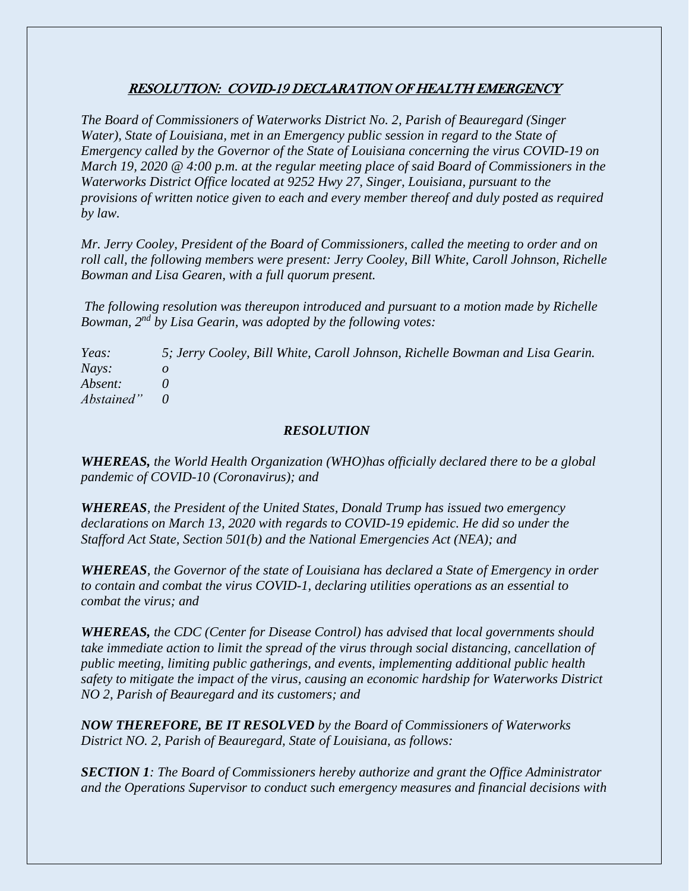## *RESOLUTION: COVID-19 DECLARATION OF HEALTH EMERGENCY*

*The Board of Commissioners of Waterworks District No. 2, Parish of Beauregard (Singer Water), State of Louisiana, met in an Emergency public session in regard to the State of Emergency called by the Governor of the State of Louisiana concerning the virus COVID-19 on March 19, 2020 @ 4:00 p.m. at the regular meeting place of said Board of Commissioners in the Waterworks District Office located at 9252 Hwy 27, Singer, Louisiana, pursuant to the provisions of written notice given to each and every member thereof and duly posted as required by law.*

*Mr. Jerry Cooley, President of the Board of Commissioners, called the meeting to order and on roll call, the following members were present: Jerry Cooley, Bill White, Caroll Johnson, Richelle Bowman and Lisa Gearen, with a full quorum present.*

*The following resolution was thereupon introduced and pursuant to a motion made by Richelle Bowman, 2nd by Lisa Gearin, was adopted by the following votes:*

*Yeas:* *5; Jerry Cooley, Bill White, Caroll Johnson, Richelle Bowman and Lisa Gearin.*
*Nays:* *o*
*Absent:* *0*
*Abstained"* *0*

### *RESOLUTION*

***WHEREAS,*** *the World Health Organization (WHO)has officially declared there to be a global pandemic of COVID-10 (Coronavirus); and*

***WHEREAS***, *the President of the United States, Donald Trump has issued two emergency declarations on March 13, 2020 with regards to COVID-19 epidemic. He did so under the Stafford Act State, Section 501(b) and the National Emergencies Act (NEA); and*

***WHEREAS***, *the Governor of the state of Louisiana has declared a State of Emergency in order to contain and combat the virus COVID-1, declaring utilities operations as an essential to combat the virus; and*

***WHEREAS,*** *the CDC (Center for Disease Control) has advised that local governments should take immediate action to limit the spread of the virus through social distancing, cancellation of public meeting, limiting public gatherings, and events, implementing additional public health safety to mitigate the impact of the virus, causing an economic hardship for Waterworks District NO 2, Parish of Beauregard and its customers; and*

***NOW THEREFORE, BE IT RESOLVED*** *by the Board of Commissioners of Waterworks District NO. 2, Parish of Beauregard, State of Louisiana, as follows:*

***SECTION 1****: The Board of Commissioners hereby authorize and grant the Office Administrator and the Operations Supervisor to conduct such emergency measures and financial decisions with*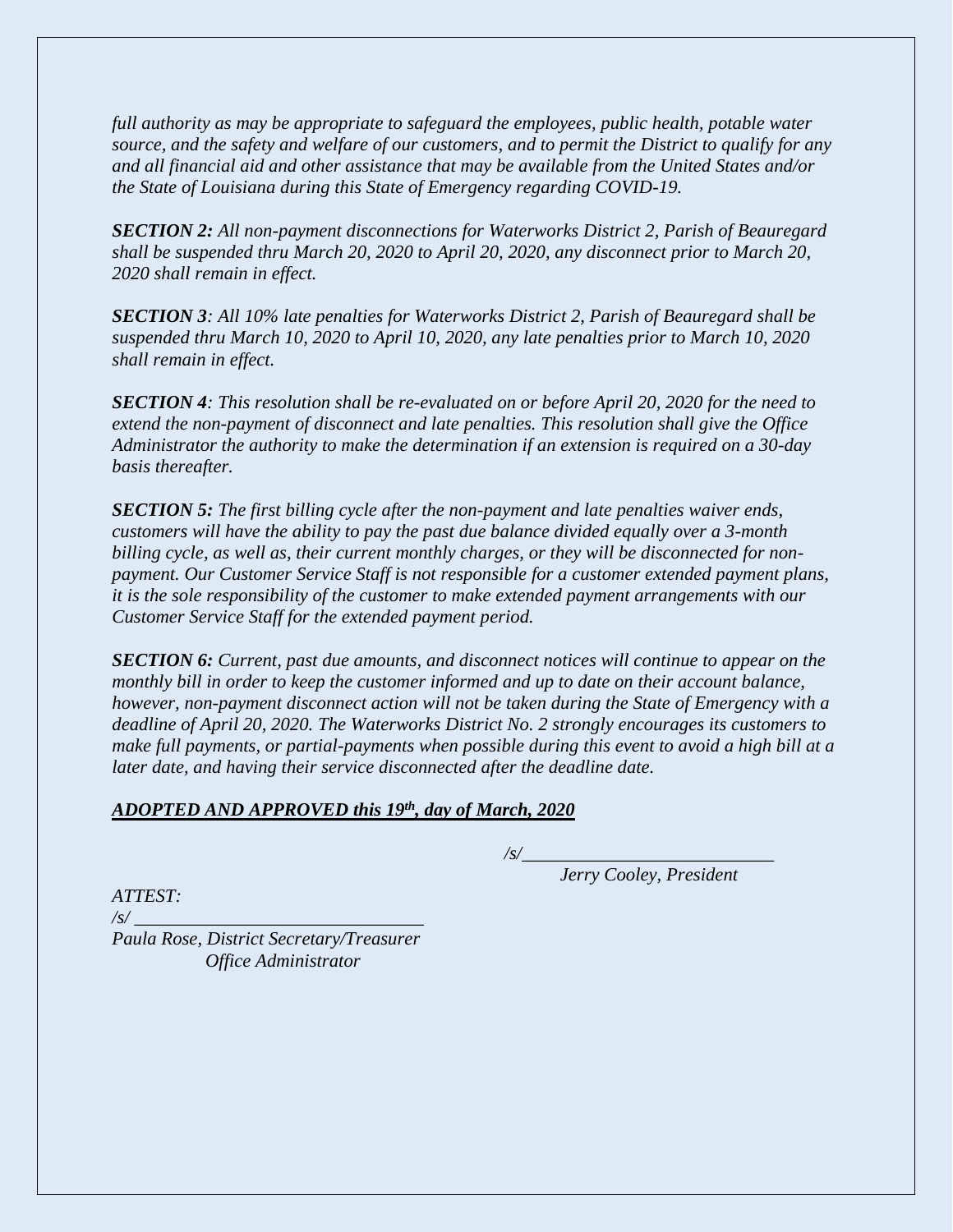*full authority as may be appropriate to safeguard the employees, public health, potable water source, and the safety and welfare of our customers, and to permit the District to qualify for any and all financial aid and other assistance that may be available from the United States and/or the State of Louisiana during this State of Emergency regarding COVID-19.*

***SECTION 2:*** *All non-payment disconnections for Waterworks District 2, Parish of Beauregard shall be suspended thru March 20, 2020 to April 20, 2020, any disconnect prior to March 20, 2020 shall remain in effect.*

***SECTION 3****: All 10% late penalties for Waterworks District 2, Parish of Beauregard shall be suspended thru March 10, 2020 to April 10, 2020, any late penalties prior to March 10, 2020 shall remain in effect.*

***SECTION 4****: This resolution shall be re-evaluated on or before April 20, 2020 for the need to extend the non-payment of disconnect and late penalties. This resolution shall give the Office Administrator the authority to make the determination if an extension is required on a 30-day basis thereafter.*

***SECTION 5:*** *The first billing cycle after the non-payment and late penalties waiver ends, customers will have the ability to pay the past due balance divided equally over a 3-month billing cycle, as well as, their current monthly charges, or they will be disconnected for non-payment. Our Customer Service Staff is not responsible for a customer extended payment plans, it is the sole responsibility of the customer to make extended payment arrangements with our Customer Service Staff for the extended payment period.*

***SECTION 6:*** *Current, past due amounts, and disconnect notices will continue to appear on the monthly bill in order to keep the customer informed and up to date on their account balance, however, non-payment disconnect action will not be taken during the State of Emergency with a deadline of April 20, 2020. The Waterworks District No. 2 strongly encourages its customers to make full payments, or partial-payments when possible during this event to avoid a high bill at a later date, and having their service disconnected after the deadline date.*

***ADOPTED AND APPROVED this 19th, day of March, 2020***

*/s/___________________________*
*Jerry Cooley, President*

*ATTEST:*
*/s/ _______________________________*
*Paula Rose, District Secretary/Treasurer*
*Office Administrator*